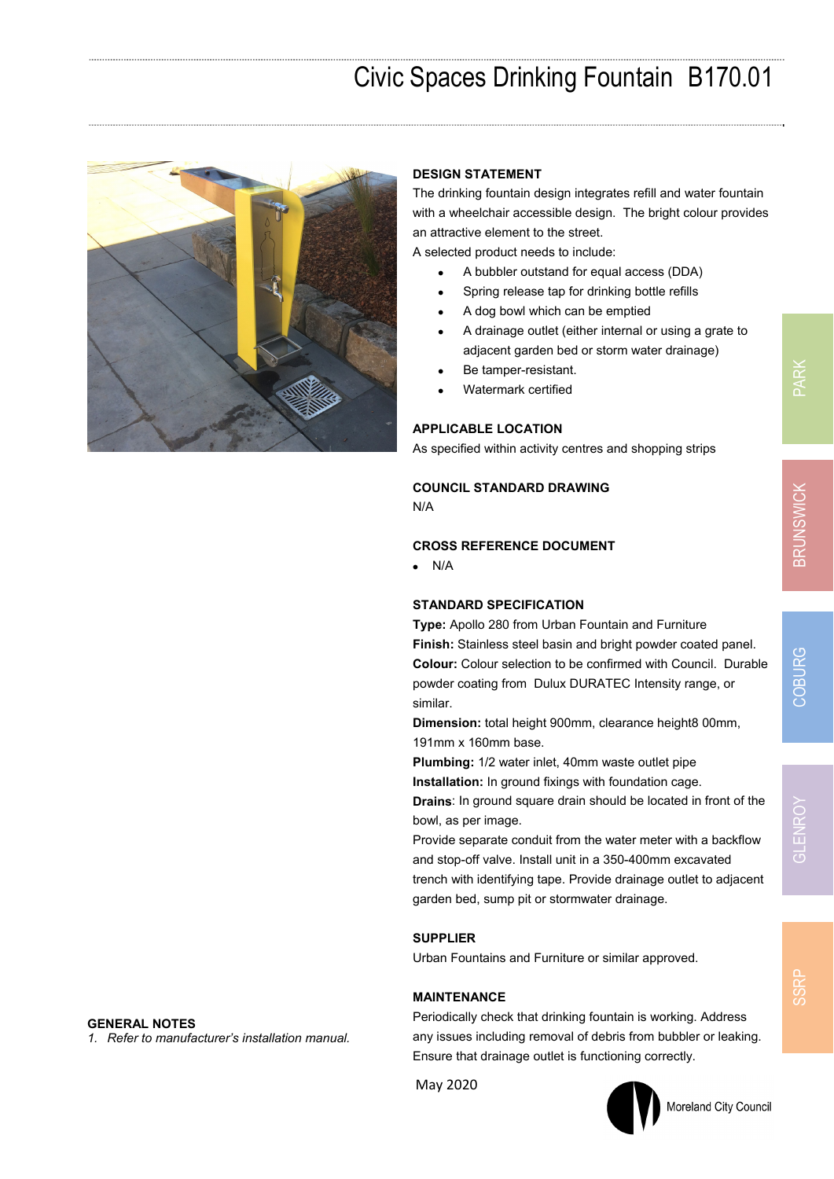# Civic Spaces Drinking Fountain B170.01

## DESIGN STATEMENT

The drinking fountain design integrates refill and water fountain with a wheelchair accessible design. The bright colour provides an attractive element to the street.

A selected product needs to include:

- A bubbler outstand for equal access (DDA)
- Spring release tap for drinking bottle refills
- A dog bowl which can be emptied
- A drainage outlet (either internal or using a grate to adjacent garden bed or storm water drainage)
- Be tamper-resistant.
- Watermark certified

## APPLICABLE LOCATION

As specified within activity centres and shopping strips

## COUNCIL STANDARD DRAWING

N/A

## CROSS REFERENCE DOCUMENT

- N/A

## STANDARD SPECIFICATION

**Type:** Apollo 280 from Urban Fountain and Furniture
**Finish:** Stainless steel basin and bright powder coated panel.
**Colour:** Colour selection to be confirmed with Council. Durable powder coating from Dulux DURATEC Intensity range, or similar.
**Dimension:** total height 900mm, clearance height8 00mm, 191mm x 160mm base.
**Plumbing:** 1/2 water inlet, 40mm waste outlet pipe
**Installation:** In ground fixings with foundation cage.
**Drains**: In ground square drain should be located in front of the bowl, as per image.
Provide separate conduit from the water meter with a backflow and stop-off valve. Install unit in a 350-400mm excavated trench with identifying tape. Provide drainage outlet to adjacent garden bed, sump pit or stormwater drainage.

## SUPPLIER

Urban Fountains and Furniture or similar approved.

## MAINTENANCE

Periodically check that drinking fountain is working. Address any issues including removal of debris from bubbler or leaking. Ensure that drainage outlet is functioning correctly.

## GENERAL NOTES

1. *Refer to manufacturer's installation manual.*

May 2020

Moreland City Council

PARK | BRUNSWICK | COBURG | GLENROY | SSRP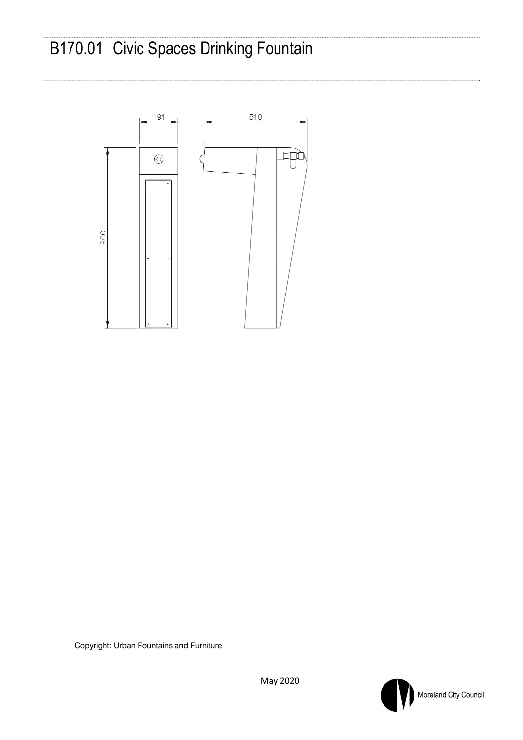# B170.01 Civic Spaces Drinking Fountain

191

510

900

Copyright: Urban Fountains and Furniture

May 2020

Moreland City Council